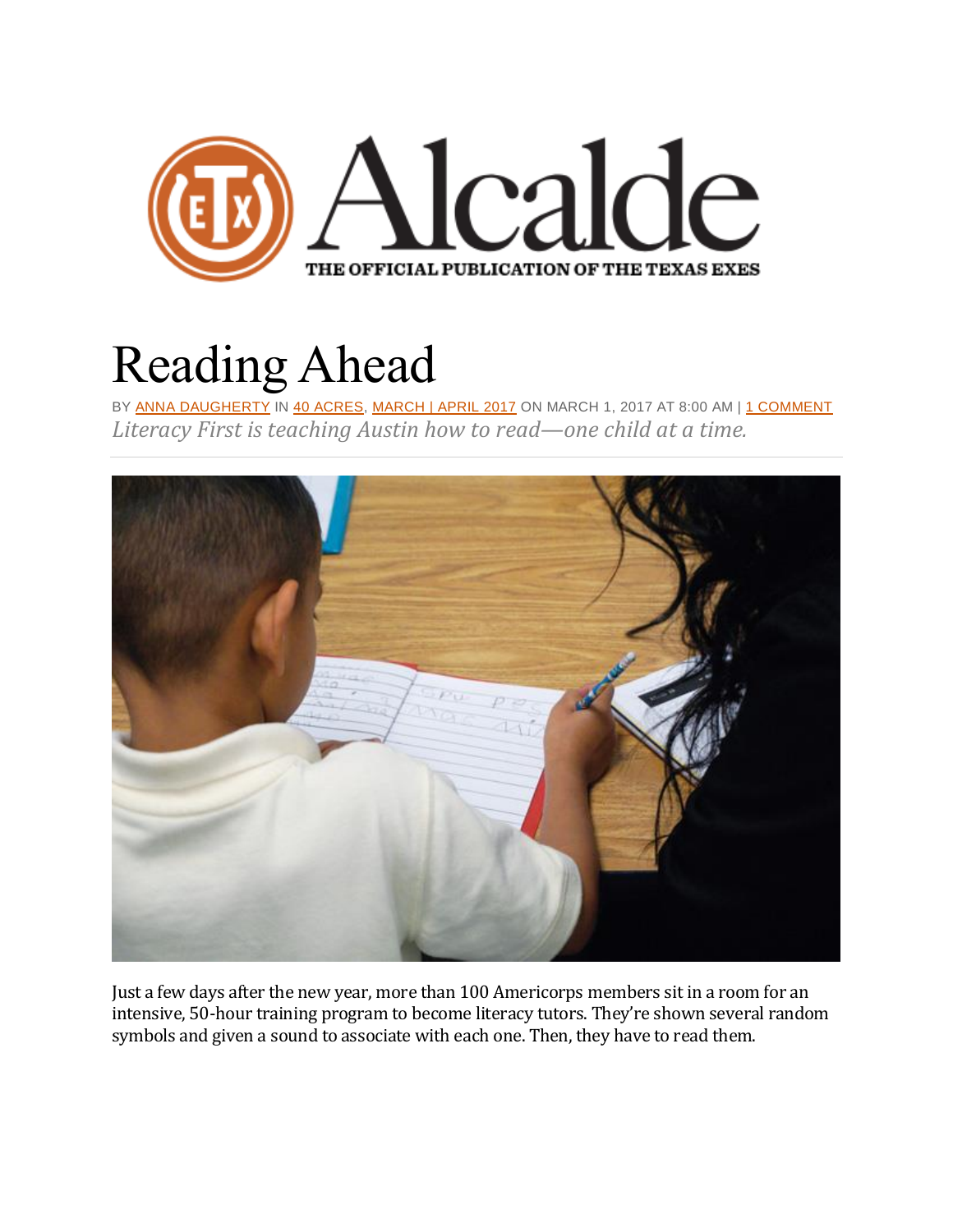# Reading Ahead

BY ANNA DAUGHERTY IN 40 ACRES, MARCH | APRIL 2017 ON MARCH 1, 2017 AT 8:00 AM | 1 COMMENT

*Literacy First is teaching Austin how to read—one child at a time.*

Just a few days after the new year, more than 100 Americorps members sit in a room for an intensive, 50-hour training program to become literacy tutors. They're shown several random symbols and given a sound to associate with each one. Then, they have to read them.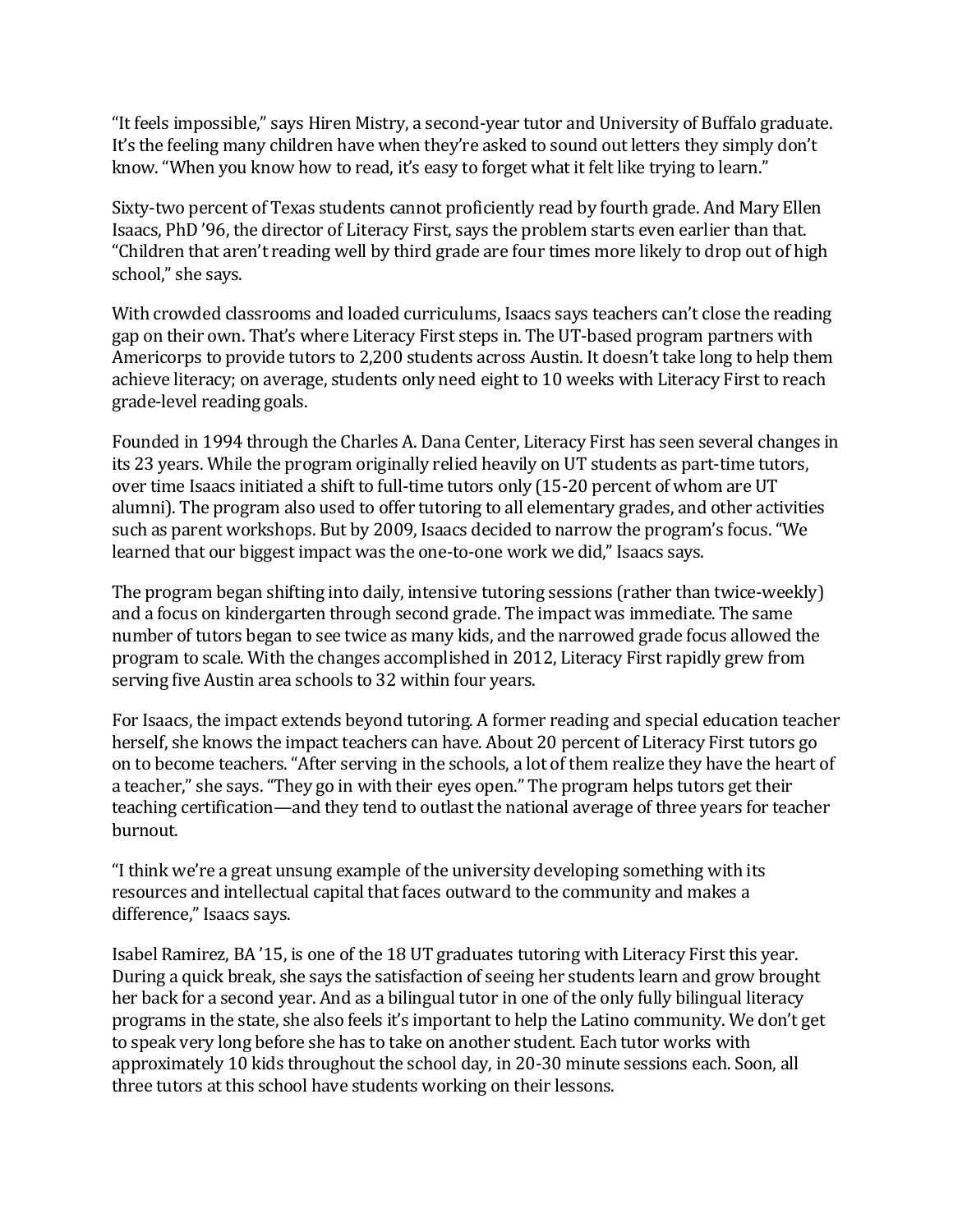"It feels impossible," says Hiren Mistry, a second-year tutor and University of Buffalo graduate. It's the feeling many children have when they're asked to sound out letters they simply don't know. "When you know how to read, it's easy to forget what it felt like trying to learn."

Sixty-two percent of Texas students cannot proficiently read by fourth grade. And Mary Ellen Isaacs, PhD '96, the director of Literacy First, says the problem starts even earlier than that. "Children that aren't reading well by third grade are four times more likely to drop out of high school," she says.

With crowded classrooms and loaded curriculums, Isaacs says teachers can't close the reading gap on their own. That's where Literacy First steps in. The UT-based program partners with Americorps to provide tutors to 2,200 students across Austin. It doesn't take long to help them achieve literacy; on average, students only need eight to 10 weeks with Literacy First to reach grade-level reading goals.

Founded in 1994 through the Charles A. Dana Center, Literacy First has seen several changes in its 23 years. While the program originally relied heavily on UT students as part-time tutors, over time Isaacs initiated a shift to full-time tutors only (15-20 percent of whom are UT alumni). The program also used to offer tutoring to all elementary grades, and other activities such as parent workshops. But by 2009, Isaacs decided to narrow the program's focus. "We learned that our biggest impact was the one-to-one work we did," Isaacs says.

The program began shifting into daily, intensive tutoring sessions (rather than twice-weekly) and a focus on kindergarten through second grade. The impact was immediate. The same number of tutors began to see twice as many kids, and the narrowed grade focus allowed the program to scale. With the changes accomplished in 2012, Literacy First rapidly grew from serving five Austin area schools to 32 within four years.

For Isaacs, the impact extends beyond tutoring. A former reading and special education teacher herself, she knows the impact teachers can have. About 20 percent of Literacy First tutors go on to become teachers. "After serving in the schools, a lot of them realize they have the heart of a teacher," she says. "They go in with their eyes open." The program helps tutors get their teaching certification—and they tend to outlast the national average of three years for teacher burnout.

"I think we're a great unsung example of the university developing something with its resources and intellectual capital that faces outward to the community and makes a difference," Isaacs says.

Isabel Ramirez, BA '15, is one of the 18 UT graduates tutoring with Literacy First this year. During a quick break, she says the satisfaction of seeing her students learn and grow brought her back for a second year. And as a bilingual tutor in one of the only fully bilingual literacy programs in the state, she also feels it's important to help the Latino community. We don't get to speak very long before she has to take on another student. Each tutor works with approximately 10 kids throughout the school day, in 20-30 minute sessions each. Soon, all three tutors at this school have students working on their lessons.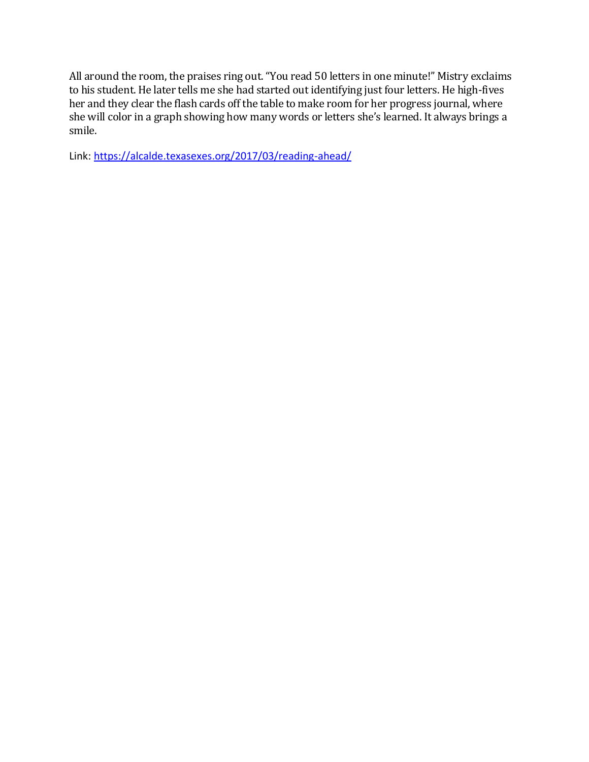All around the room, the praises ring out. “You read 50 letters in one minute!” Mistry exclaims to his student. He later tells me she had started out identifying just four letters. He high-fives her and they clear the flash cards off the table to make room for her progress journal, where she will color in a graph showing how many words or letters she’s learned. It always brings a smile.

Link: https://alcalde.texasexes.org/2017/03/reading-ahead/